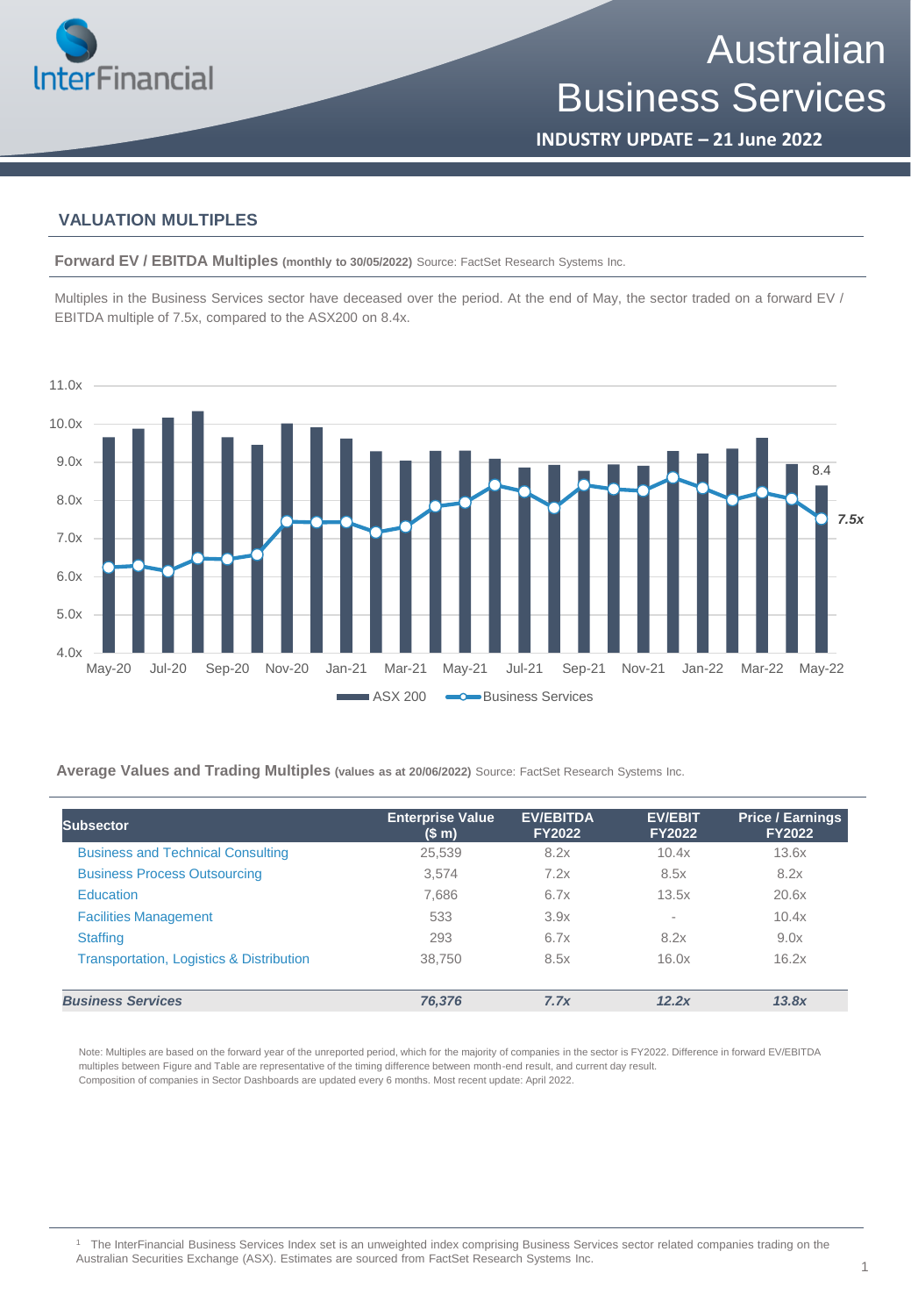# Australian Business Services

**INDUSTRY UPDATE – 21 June 2022**

## VALUATION MULTIPLES

**Forward EV / EBITDA Multiples** **(monthly to 30/05/2022)** Source: FactSet Research Systems Inc.

Multiples in the Business Services sector have deceased over the period. At the end of May, the sector traded on a forward EV / EBITDA multiple of 7.5x, compared to the ASX200 on 8.4x.

**Average Values and Trading Multiples** **(values as at 20/06/2022)** Source: FactSet Research Systems Inc.

| Subsector | Enterprise Value ($ m) | EV/EBITDA FY2022 | EV/EBIT FY2022 | Price / Earnings FY2022 |
|---|---|---|---|---|
| Business and Technical Consulting | 25,539 | 8.2x | 10.4x | 13.6x |
| Business Process Outsourcing | 3,574 | 7.2x | 8.5x | 8.2x |
| Education | 7,686 | 6.7x | 13.5x | 20.6x |
| Facilities Management | 533 | 3.9x | - | 10.4x |
| Staffing | 293 | 6.7x | 8.2x | 9.0x |
| Transportation, Logistics & Distribution | 38,750 | 8.5x | 16.0x | 16.2x |
| ***Business Services*** | ***76,376*** | ***7.7x*** | ***12.2x*** | ***13.8x*** |

Note: Multiples are based on the forward year of the unreported period, which for the majority of companies in the sector is FY2022. Difference in forward EV/EBITDA multiples between Figure and Table are representative of the timing difference between month-end result, and current day result.
Composition of companies in Sector Dashboards are updated every 6 months. Most recent update: April 2022.

[1] The InterFinancial Business Services Index set is an unweighted index comprising Business Services sector related companies trading on the Australian Securities Exchange (ASX). Estimates are sourced from FactSet Research Systems Inc.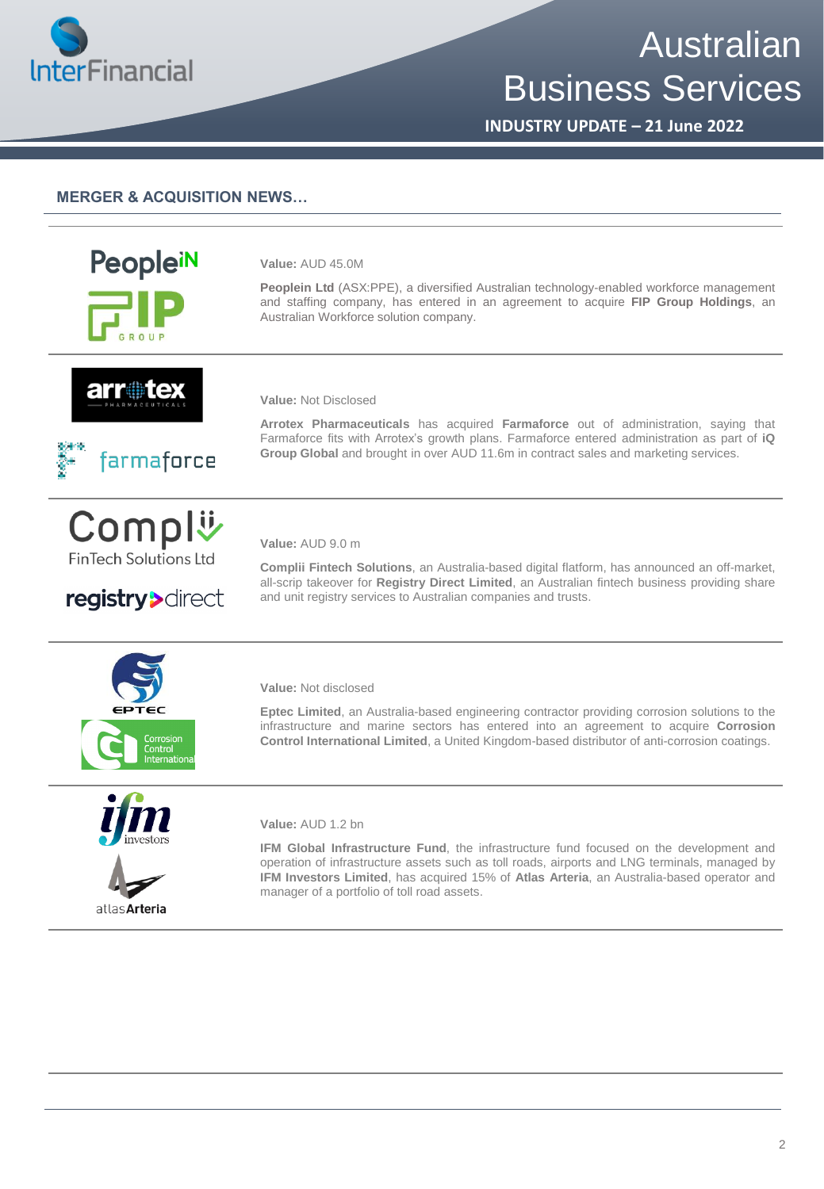## MERGER & ACQUISITION NEWS…

**Value:** AUD 45.0M

**Peoplein Ltd** (ASX:PPE), a diversified Australian technology-enabled workforce management and staffing company, has entered in an agreement to acquire **FIP Group Holdings**, an Australian Workforce solution company.

---

**Value:** Not Disclosed

**Arrotex Pharmaceuticals** has acquired **Farmaforce** out of administration, saying that Farmaforce fits with Arrotex's growth plans. Farmaforce entered administration as part of **iQ Group Global** and brought in over AUD 11.6m in contract sales and marketing services.

---

**Value:** AUD 9.0 m

**Complii Fintech Solutions**, an Australia-based digital flatform, has announced an off-market, all-scrip takeover for **Registry Direct Limited**, an Australian fintech business providing share and unit registry services to Australian companies and trusts.

---

**Value:** Not disclosed

**Eptec Limited**, an Australia-based engineering contractor providing corrosion solutions to the infrastructure and marine sectors has entered into an agreement to acquire **Corrosion Control International Limited**, a United Kingdom-based distributor of anti-corrosion coatings.

---

**Value:** AUD 1.2 bn

**IFM Global Infrastructure Fund**, the infrastructure fund focused on the development and operation of infrastructure assets such as toll roads, airports and LNG terminals, managed by **IFM Investors Limited**, has acquired 15% of **Atlas Arteria**, an Australia-based operator and manager of a portfolio of toll road assets.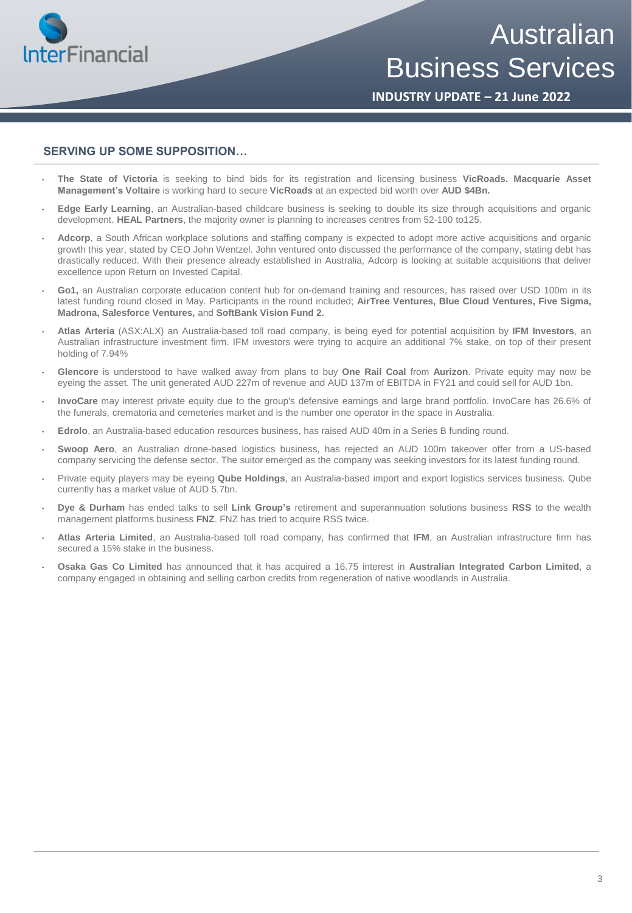## SERVING UP SOME SUPPOSITION…

- **The State of Victoria** is seeking to bind bids for its registration and licensing business **VicRoads. Macquarie Asset Management's Voltaire** is working hard to secure **VicRoads** at an expected bid worth over **AUD $4Bn.**
- **Edge Early Learning**, an Australian-based childcare business is seeking to double its size through acquisitions and organic development. **HEAL Partners**, the majority owner is planning to increases centres from 52-100 to125.
- **Adcorp**, a South African workplace solutions and staffing company is expected to adopt more active acquisitions and organic growth this year, stated by CEO John Wentzel. John ventured onto discussed the performance of the company, stating debt has drastically reduced. With their presence already established in Australia, Adcorp is looking at suitable acquisitions that deliver excellence upon Return on Invested Capital.
- **Go1,** an Australian corporate education content hub for on-demand training and resources, has raised over USD 100m in its latest funding round closed in May. Participants in the round included; **AirTree Ventures, Blue Cloud Ventures, Five Sigma, Madrona, Salesforce Ventures,** and **SoftBank Vision Fund 2.**
- **Atlas Arteria** (ASX:ALX) an Australia-based toll road company, is being eyed for potential acquisition by **IFM Investors**, an Australian infrastructure investment firm. IFM investors were trying to acquire an additional 7% stake, on top of their present holding of 7.94%
- **Glencore** is understood to have walked away from plans to buy **One Rail Coal** from **Aurizon**. Private equity may now be eyeing the asset. The unit generated AUD 227m of revenue and AUD 137m of EBITDA in FY21 and could sell for AUD 1bn.
- **InvoCare** may interest private equity due to the group's defensive earnings and large brand portfolio. InvoCare has 26.6% of the funerals, crematoria and cemeteries market and is the number one operator in the space in Australia.
- **Edrolo**, an Australia-based education resources business, has raised AUD 40m in a Series B funding round.
- **Swoop Aero**, an Australian drone-based logistics business, has rejected an AUD 100m takeover offer from a US-based company servicing the defense sector. The suitor emerged as the company was seeking investors for its latest funding round.
- Private equity players may be eyeing **Qube Holdings**, an Australia-based import and export logistics services business. Qube currently has a market value of AUD 5.7bn.
- **Dye & Durham** has ended talks to sell **Link Group's** retirement and superannuation solutions business **RSS** to the wealth management platforms business **FNZ**. FNZ has tried to acquire RSS twice.
- **Atlas Arteria Limited**, an Australia-based toll road company, has confirmed that **IFM**, an Australian infrastructure firm has secured a 15% stake in the business.
- **Osaka Gas Co Limited** has announced that it has acquired a 16.75 interest in **Australian Integrated Carbon Limited**, a company engaged in obtaining and selling carbon credits from regeneration of native woodlands in Australia.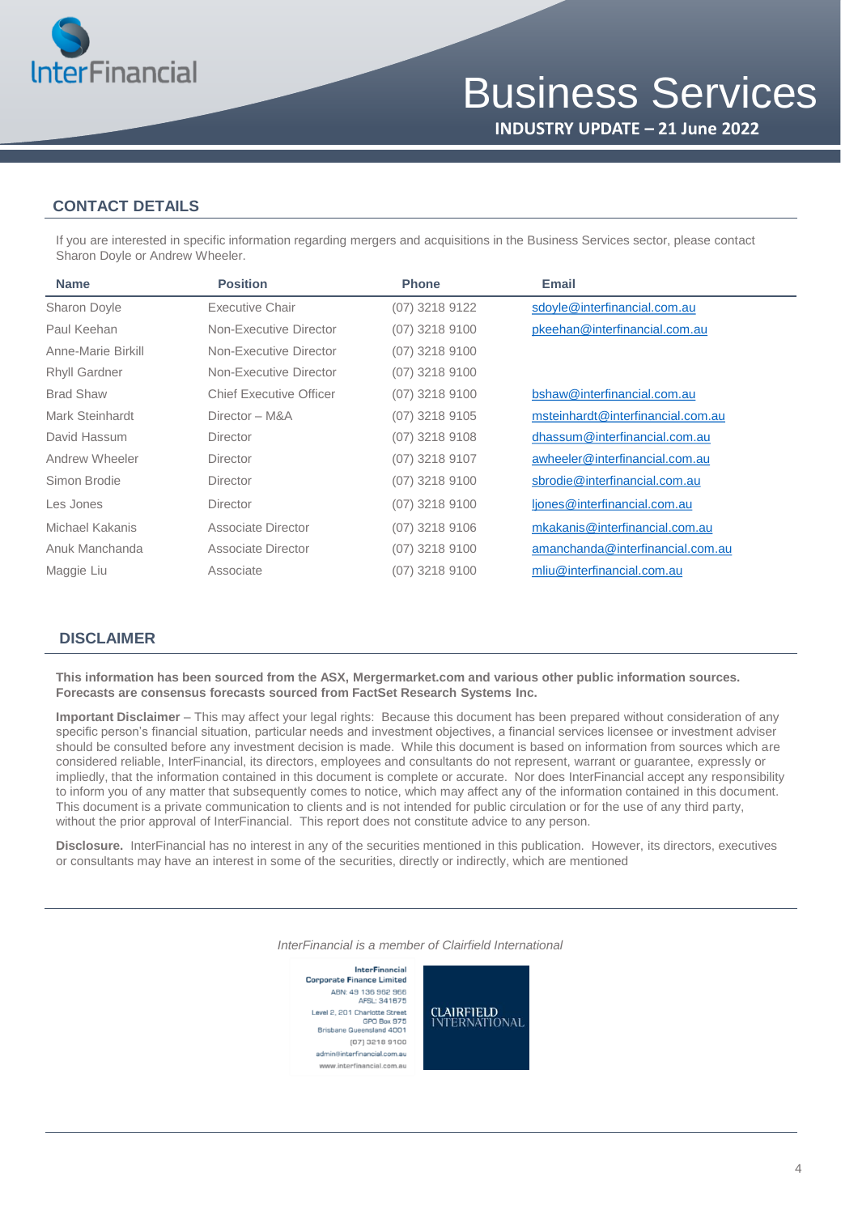# Business Services

**INDUSTRY UPDATE – 21 June 2022**

## CONTACT DETAILS

If you are interested in specific information regarding mergers and acquisitions in the Business Services sector, please contact Sharon Doyle or Andrew Wheeler.

| Name | Position | Phone | Email |
|---|---|---|---|
| Sharon Doyle | Executive Chair | (07) 3218 9122 | sdoyle@interfinancial.com.au |
| Paul Keehan | Non-Executive Director | (07) 3218 9100 | pkeehan@interfinancial.com.au |
| Anne-Marie Birkill | Non-Executive Director | (07) 3218 9100 | |
| Rhyll Gardner | Non-Executive Director | (07) 3218 9100 | |
| Brad Shaw | Chief Executive Officer | (07) 3218 9100 | bshaw@interfinancial.com.au |
| Mark Steinhardt | Director – M&A | (07) 3218 9105 | msteinhardt@interfinancial.com.au |
| David Hassum | Director | (07) 3218 9108 | dhassum@interfinancial.com.au |
| Andrew Wheeler | Director | (07) 3218 9107 | awheeler@interfinancial.com.au |
| Simon Brodie | Director | (07) 3218 9100 | sbrodie@interfinancial.com.au |
| Les Jones | Director | (07) 3218 9100 | ljones@interfinancial.com.au |
| Michael Kakanis | Associate Director | (07) 3218 9106 | mkakanis@interfinancial.com.au |
| Anuk Manchanda | Associate Director | (07) 3218 9100 | amanchanda@interfinancial.com.au |
| Maggie Liu | Associate | (07) 3218 9100 | mliu@interfinancial.com.au |

## DISCLAIMER

**This information has been sourced from the ASX, Mergermarket.com and various other public information sources. Forecasts are consensus forecasts sourced from FactSet Research Systems Inc.**

**Important Disclaimer** – This may affect your legal rights: Because this document has been prepared without consideration of any specific person's financial situation, particular needs and investment objectives, a financial services licensee or investment adviser should be consulted before any investment decision is made. While this document is based on information from sources which are considered reliable, InterFinancial, its directors, employees and consultants do not represent, warrant or guarantee, expressly or impliedly, that the information contained in this document is complete or accurate. Nor does InterFinancial accept any responsibility to inform you of any matter that subsequently comes to notice, which may affect any of the information contained in this document. This document is a private communication to clients and is not intended for public circulation or for the use of any third party, without the prior approval of InterFinancial. This report does not constitute advice to any person.

**Disclosure.** InterFinancial has no interest in any of the securities mentioned in this publication. However, its directors, executives or consultants may have an interest in some of the securities, directly or indirectly, which are mentioned

*InterFinancial is a member of Clairfield International*

**InterFinancial Corporate Finance Limited**
ABN: 49 136 962 966
AFSL: 341675
Level 2, 201 Charlotte Street
GPO Box 975
Brisbane Queensland 4001
(07) 3218 9100
admin@interfinancial.com.au
www.interfinancial.com.au

CLAIRFIELD INTERNATIONAL